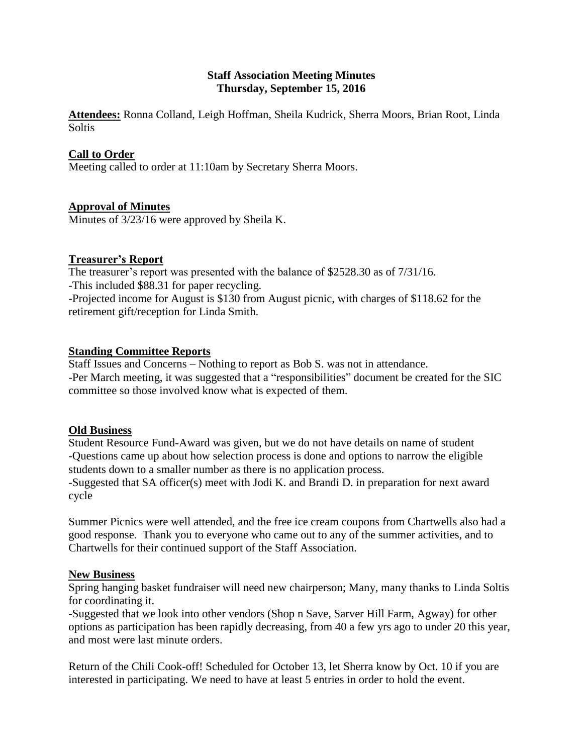# Staff Association Meeting Minutes
## Thursday, September 15, 2016

**Attendees:** Ronna Colland, Leigh Hoffman, Sheila Kudrick, Sherra Moors, Brian Root, Linda Soltis

### Call to Order

Meeting called to order at 11:10am by Secretary Sherra Moors.

### Approval of Minutes

Minutes of 3/23/16 were approved by Sheila K.

### Treasurer's Report

The treasurer's report was presented with the balance of $2528.30 as of 7/31/16.
-This included $88.31 for paper recycling.
-Projected income for August is $130 from August picnic, with charges of $118.62 for the retirement gift/reception for Linda Smith.

### Standing Committee Reports

Staff Issues and Concerns – Nothing to report as Bob S. was not in attendance.
-Per March meeting, it was suggested that a "responsibilities" document be created for the SIC committee so those involved know what is expected of them.

### Old Business

Student Resource Fund-Award was given, but we do not have details on name of student
-Questions came up about how selection process is done and options to narrow the eligible students down to a smaller number as there is no application process.
-Suggested that SA officer(s) meet with Jodi K. and Brandi D. in preparation for next award cycle

Summer Picnics were well attended, and the free ice cream coupons from Chartwells also had a good response. Thank you to everyone who came out to any of the summer activities, and to Chartwells for their continued support of the Staff Association.

### New Business

Spring hanging basket fundraiser will need new chairperson; Many, many thanks to Linda Soltis for coordinating it.
-Suggested that we look into other vendors (Shop n Save, Sarver Hill Farm, Agway) for other options as participation has been rapidly decreasing, from 40 a few yrs ago to under 20 this year, and most were last minute orders.

Return of the Chili Cook-off! Scheduled for October 13, let Sherra know by Oct. 10 if you are interested in participating. We need to have at least 5 entries in order to hold the event.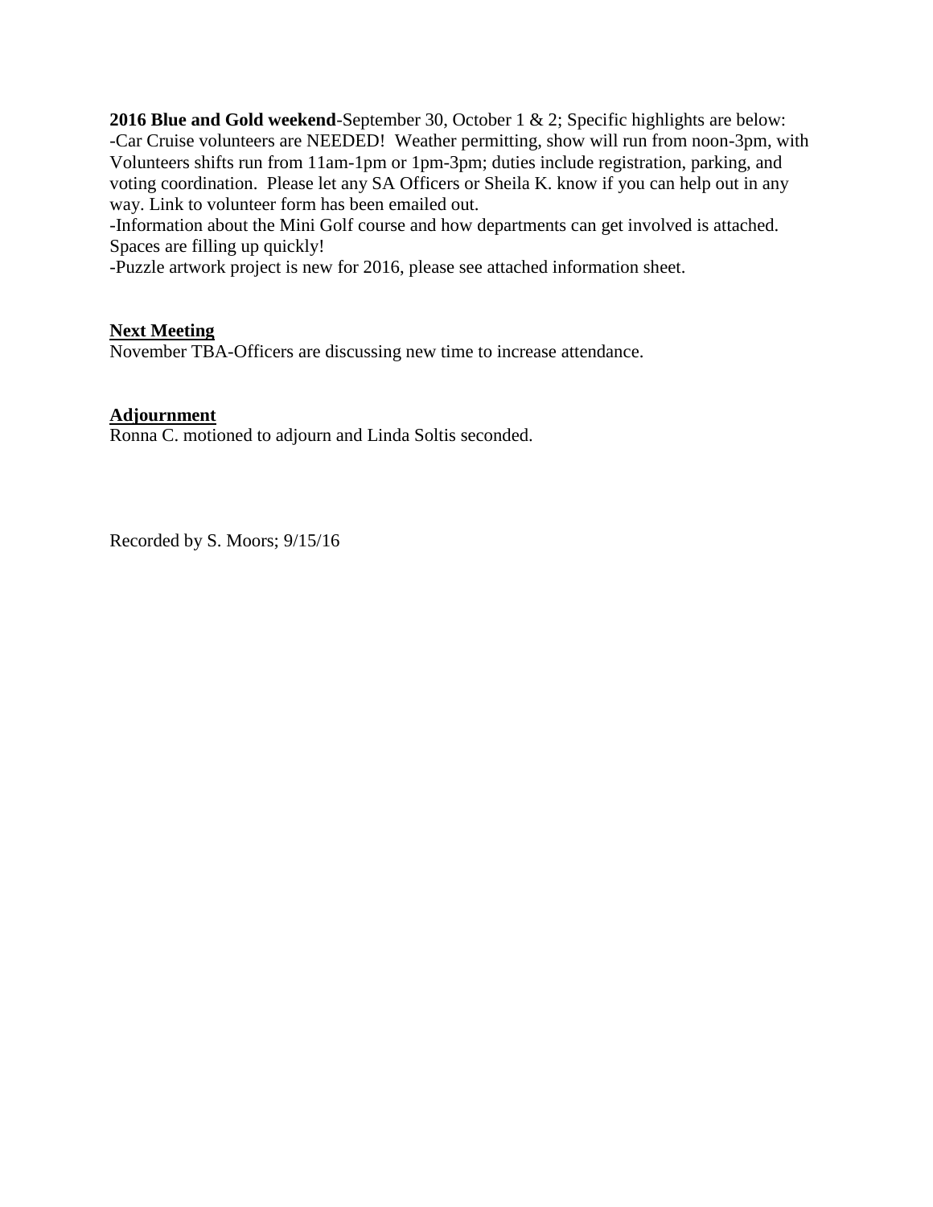**2016 Blue and Gold weekend**-September 30, October 1 & 2; Specific highlights are below:
-Car Cruise volunteers are NEEDED! Weather permitting, show will run from noon-3pm, with Volunteers shifts run from 11am-1pm or 1pm-3pm; duties include registration, parking, and voting coordination. Please let any SA Officers or Sheila K. know if you can help out in any way. Link to volunteer form has been emailed out.
-Information about the Mini Golf course and how departments can get involved is attached. Spaces are filling up quickly!
-Puzzle artwork project is new for 2016, please see attached information sheet.

**Next Meeting**

November TBA-Officers are discussing new time to increase attendance.

**Adjournment**

Ronna C. motioned to adjourn and Linda Soltis seconded.

Recorded by S. Moors; 9/15/16